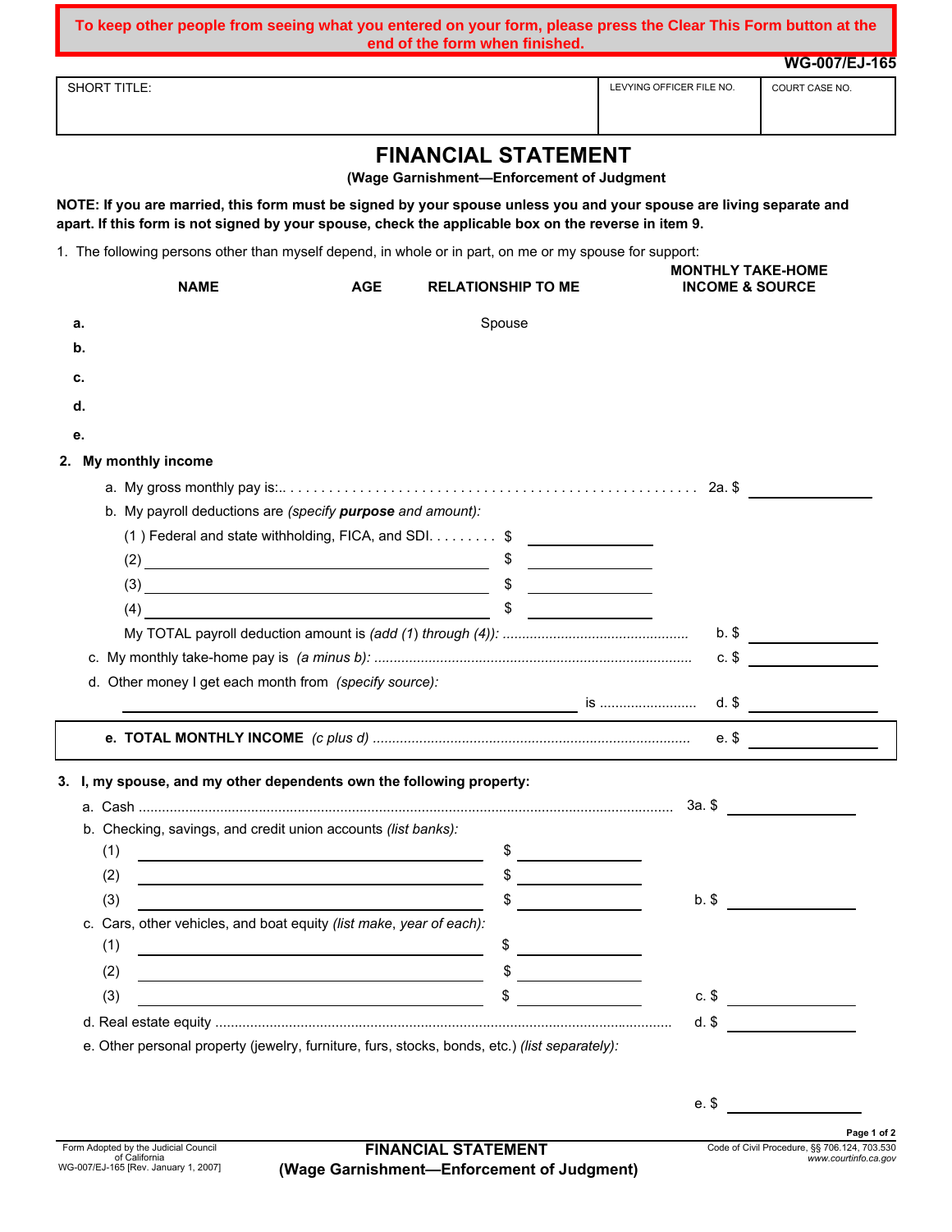**To keep other people from seeing what you entered on your form, please press the Clear This Form button at the end of the form when finished.**

**WG-007/EJ-165**

| SHORT TITLE: | LEVYING OFFICER FILE NO. | COURT CASE NO. |
|---|---|---|
| | | |

# FINANCIAL STATEMENT

**(Wage Garnishment—Enforcement of Judgment**

**NOTE: If you are married, this form must be signed by your spouse unless you and your spouse are living separate and apart. If this form is not signed by your spouse, check the applicable box on the reverse in item 9.**

1. The following persons other than myself depend, in whole or in part, on me or my spouse for support:

| | NAME | AGE | RELATIONSHIP TO ME | MONTHLY TAKE-HOME INCOME & SOURCE |
|---|---|---|---|---|
| a. | | | Spouse | |
| b. | | | | |
| c. | | | | |
| d. | | | | |
| e. | | | | |

**2. My monthly income**

a. My gross monthly pay is:. . . . . . . . . . . . . . . . . . . . . . . . . . . . . . . . . . . . . . . . . 2a. $ ________

b. My payroll deductions are *(specify **purpose** and amount):*

(1 ) Federal and state withholding, FICA, and SDI. . . . . . . . . $ ________

(2) ________________ $ ________

(3) ________________ $ ________

(4) ________________ $ ________

My TOTAL payroll deduction amount is *(add (1) through (4))*: ................ b. $ ________

c. My monthly take-home pay is *(a minus b)*: ................ c. $ ________

d. Other money I get each month from *(specify source)*:

________________ is ................ d. $ ________

**e. TOTAL MONTHLY INCOME** *(c plus d)* ................ e. $ ________

**3. I, my spouse, and my other dependents own the following property:**

a. Cash ................ 3a. $ ________

b. Checking, savings, and credit union accounts *(list banks)*:

(1) ________________ $ ________

(2) ________________ $ ________

(3) ________________ $ ________ b. $ ________

c. Cars, other vehicles, and boat equity *(list make, year of each)*:

(1) ________________ $ ________

(2) ________________ $ ________

(3) ________________ $ ________ c. $ ________

d. Real estate equity ................ d. $ ________

e. Other personal property (jewelry, furniture, furs, stocks, bonds, etc.) *(list separately)*:

e. $ ________

Form Adopted by the Judicial Council of California
WG-007/EJ-165 [Rev. January 1, 2007]

**FINANCIAL STATEMENT**
**(Wage Garnishment—Enforcement of Judgment)**

Code of Civil Procedure, §§ 706.124, 703.530
*www.courtinfo.ca.gov*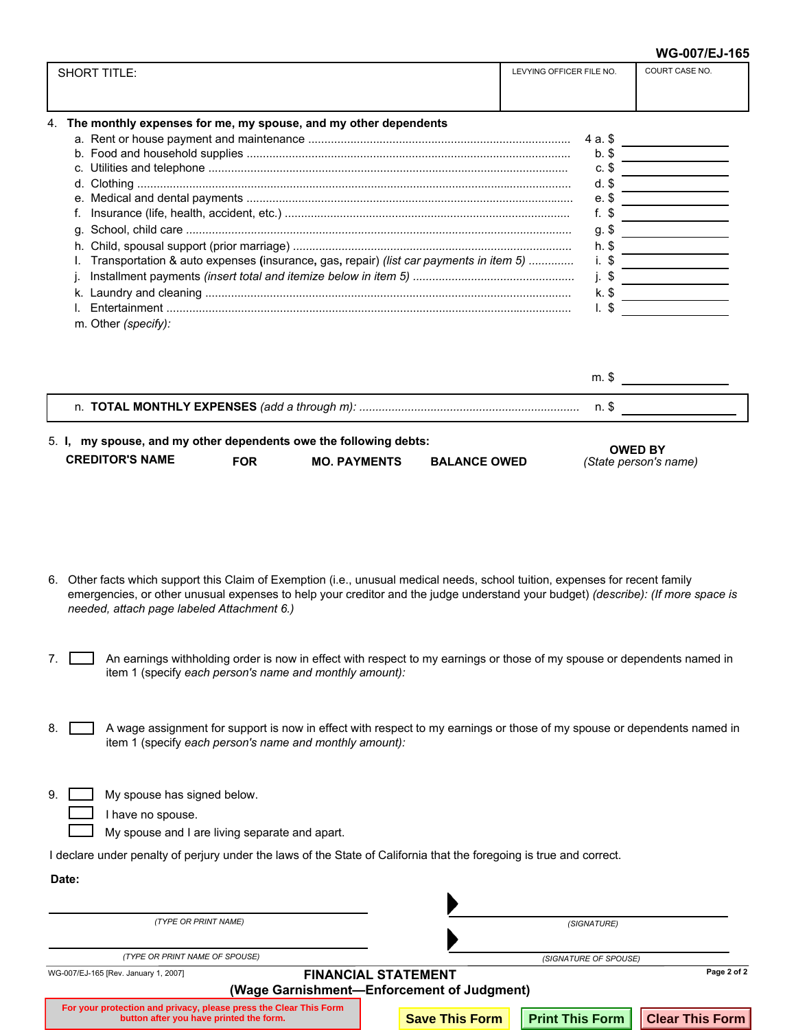WG-007/EJ-165

| SHORT TITLE: | LEVYING OFFICER FILE NO. | COURT CASE NO. |
| --- | --- | --- |
| | | |

4. **The monthly expenses for me, my spouse, and my other dependents**
   - a. Rent or house payment and maintenance ............ 4 a. $ ________
   - b. Food and household supplies ............ b. $ ________
   - c. Utilities and telephone ............ c. $ ________
   - d. Clothing ............ d. $ ________
   - e. Medical and dental payments ............ e. $ ________
   - f. Insurance (life, health, accident, etc.) ............ f. $ ________
   - g. School, child care ............ g. $ ________
   - h. Child, spousal support (prior marriage) ............ h. $ ________
   - I. Transportation & auto expenses **(**insurance**,** gas**,** repair) *(list car payments in item 5)* ............ i. $ ________
   - j. Installment payments *(insert total and itemize below in item 5)* ............ j. $ ________
   - k. Laundry and cleaning ............ k. $ ________
   - l. Entertainment ............ l. $ ________
   - m. Other *(specify)*: ............ m. $ ________
   - n. **TOTAL MONTHLY EXPENSES** *(add a through m)*: ............ n. $ ________

5. **I, my spouse, and my other dependents owe the following debts:**

| CREDITOR'S NAME | FOR | MO. PAYMENTS | BALANCE OWED | OWED BY *(State person's name)* |
| --- | --- | --- | --- | --- |
| | | | | |

6. Other facts which support this Claim of Exemption (i.e., unusual medical needs, school tuition, expenses for recent family emergencies, or other unusual expenses to help your creditor and the judge understand your budget) *(describe)*: *(If more space is needed, attach page labeled Attachment 6.)*

7. ☐ An earnings withholding order is now in effect with respect to my earnings or those of my spouse or dependents named in item 1 (specify *each person's name and monthly amount)*:

8. ☐ A wage assignment for support is now in effect with respect to my earnings or those of my spouse or dependents named in item 1 (specify *each person's name and monthly amount)*:

9. ☐ My spouse has signed below.
   ☐ I have no spouse.
   ☐ My spouse and I are living separate and apart.

I declare under penalty of perjury under the laws of the State of California that the foregoing is true and correct.

**Date:**

________________________________ ▶ ________________________________
*(TYPE OR PRINT NAME)* *(SIGNATURE)*

________________________________ ▶ ________________________________
*(TYPE OR PRINT NAME OF SPOUSE)* *(SIGNATURE OF SPOUSE)*

WG-007/EJ-165 [Rev. January 1, 2007]

**FINANCIAL STATEMENT**
**(Wage Garnishment—Enforcement of Judgment)**

For your protection and privacy, please press the Clear This Form button after you have printed the form.

Save This Form | Print This Form | Clear This Form